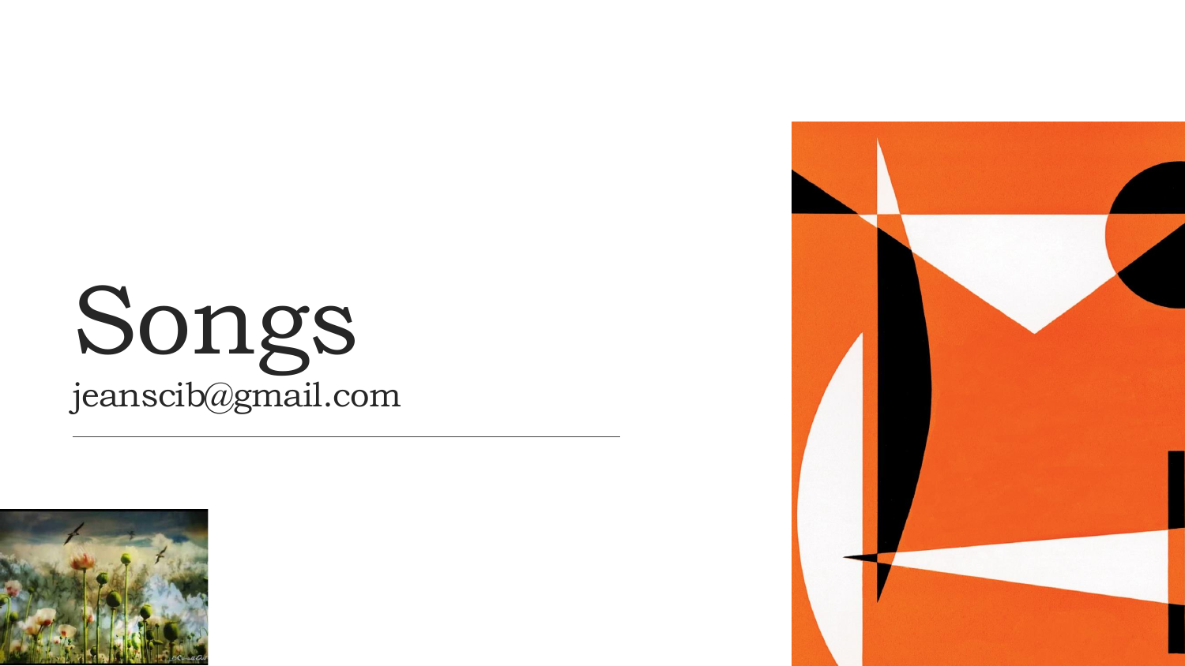# Songs

jeanscib@gmail.com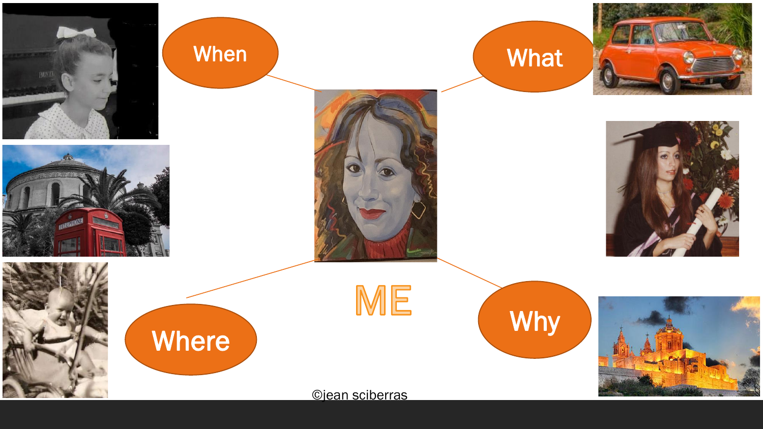When

What

ME

Where

Why

©jean sciberras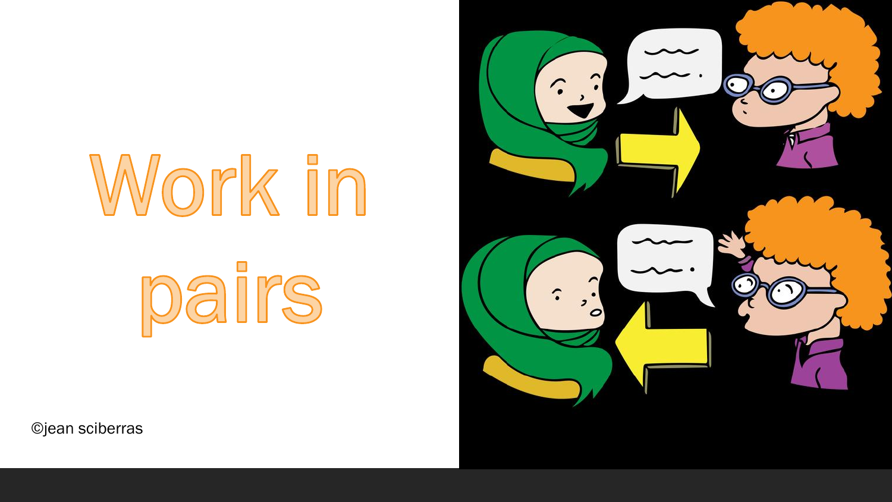# Work in pairs

©jean sciberras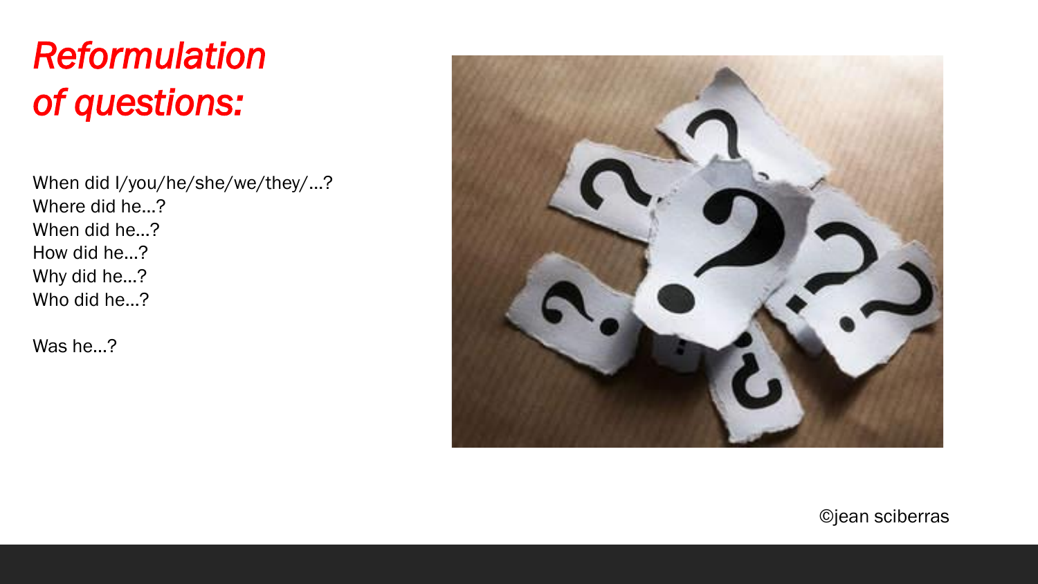# *Reformulation of questions:*

When did I/you/he/she/we/they/...?
Where did he...?
When did he...?
How did he...?
Why did he...?
Who did he...?

Was he...?

©jean sciberras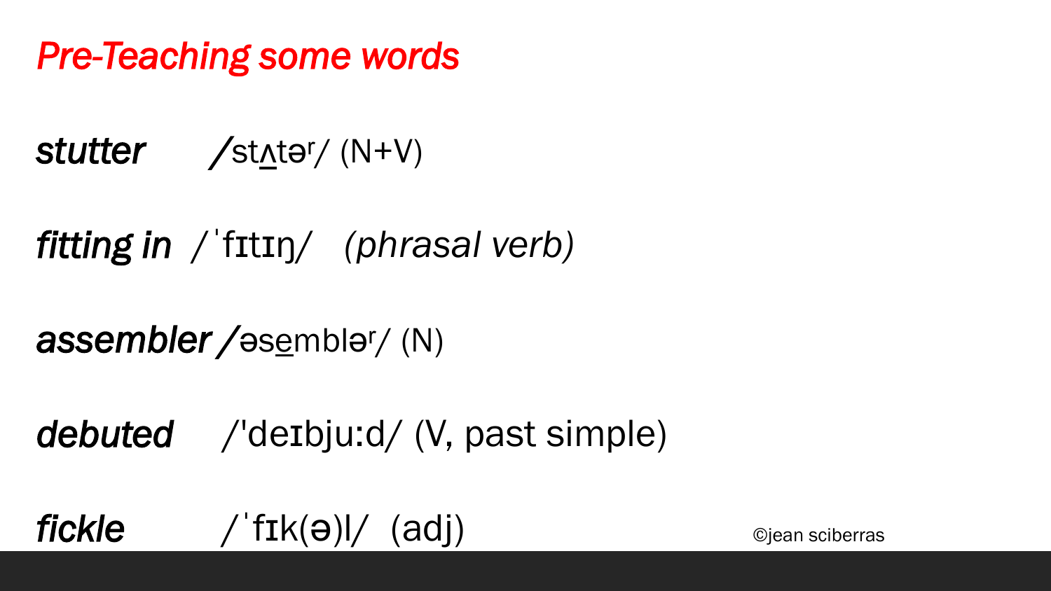## *Pre-Teaching some words*

***stutter*** /stʌtəʳ/ (N+V)

***fitting in*** /ˈfɪtɪŋ/ *(phrasal verb)*

***assembler*** /əsembləʳ/ (N)

***debuted*** /'deɪbju:d/ (V, past simple)

***fickle*** /ˈfɪk(ə)l/ (adj)

©jean sciberras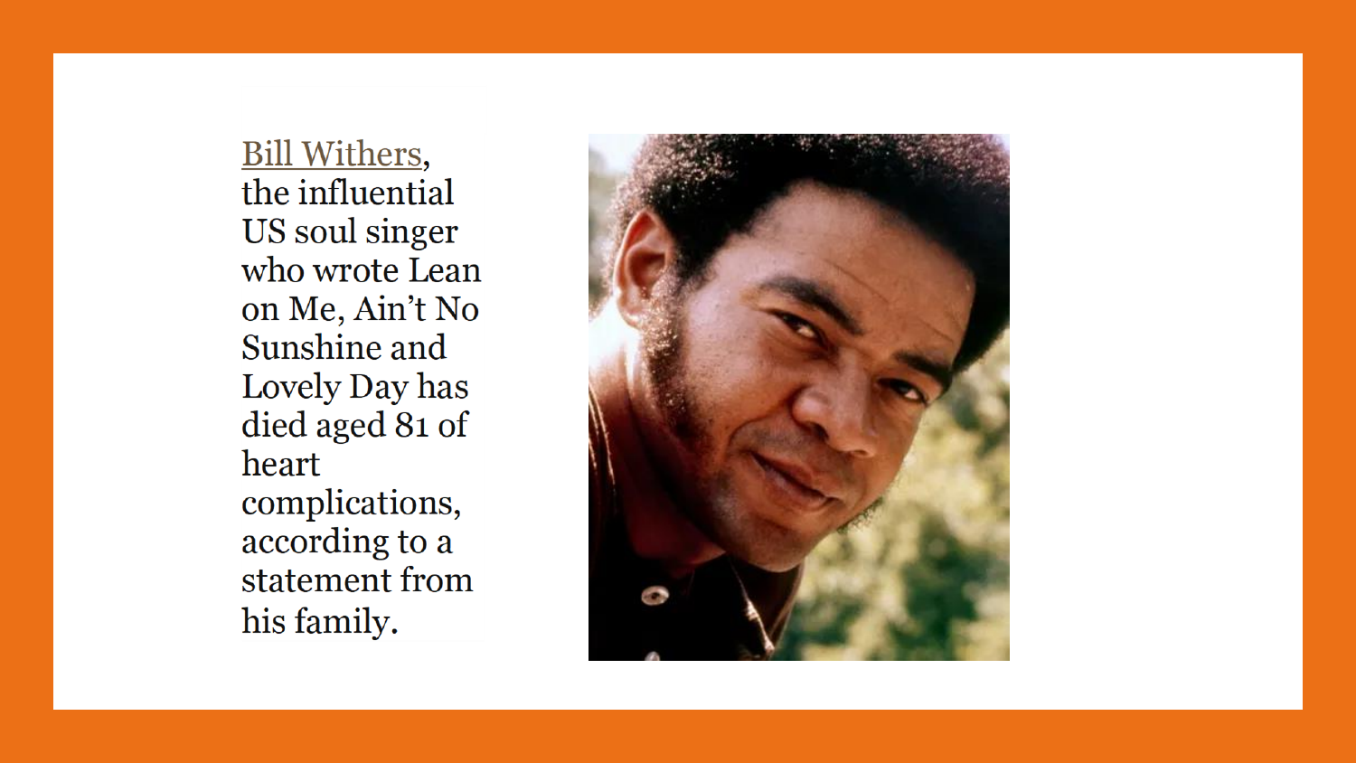Bill Withers, the influential US soul singer who wrote Lean on Me, Ain't No Sunshine and Lovely Day has died aged 81 of heart complications, according to a statement from his family.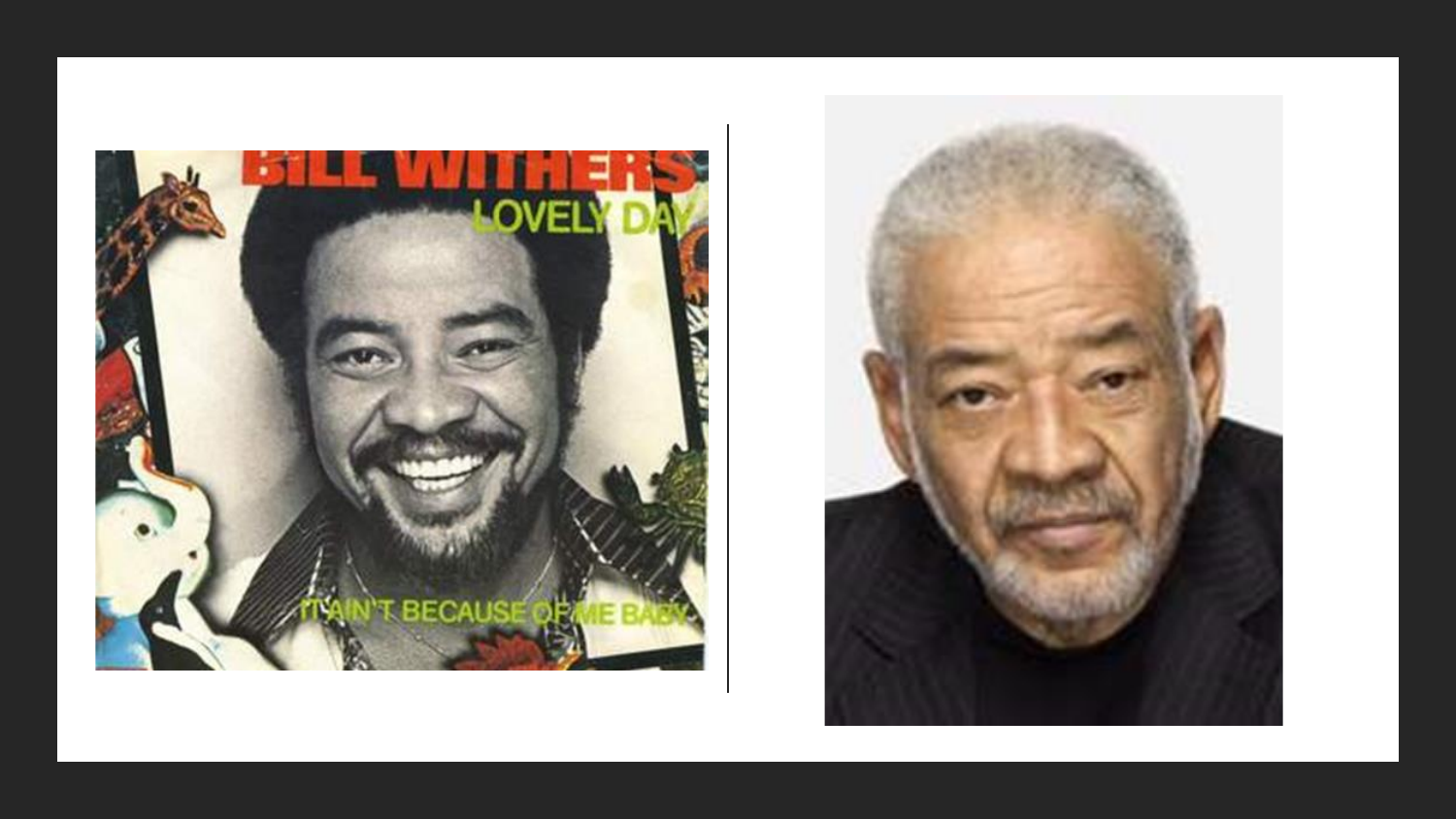BILL WITHERS

LOVELY DAY

IT AIN'T BECAUSE OF ME BABY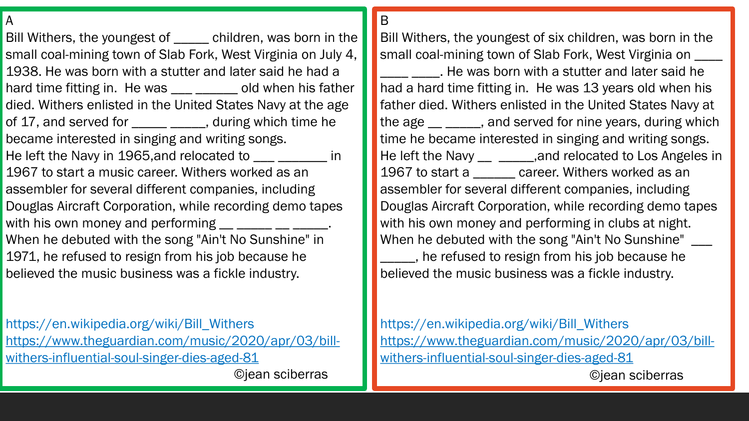A

Bill Withers, the youngest of _____ children, was born in the small coal-mining town of Slab Fork, West Virginia on July 4, 1938. He was born with a stutter and later said he had a hard time fitting in. He was ___ ______ old when his father died. Withers enlisted in the United States Navy at the age of 17, and served for _____ _____, during which time he became interested in singing and writing songs. He left the Navy in 1965,and relocated to ___ _______ in 1967 to start a music career. Withers worked as an assembler for several different companies, including Douglas Aircraft Corporation, while recording demo tapes with his own money and performing __ _____ __ _____. When he debuted with the song "Ain't No Sunshine" in 1971, he refused to resign from his job because he believed the music business was a fickle industry.

https://en.wikipedia.org/wiki/Bill_Withers
https://www.theguardian.com/music/2020/apr/03/bill-withers-influential-soul-singer-dies-aged-81

©jean sciberras

B

Bill Withers, the youngest of six children, was born in the small coal-mining town of Slab Fork, West Virginia on ____ ____ ____. He was born with a stutter and later said he had a hard time fitting in. He was 13 years old when his father died. Withers enlisted in the United States Navy at the age __ _____, and served for nine years, during which time he became interested in singing and writing songs. He left the Navy __ _____,and relocated to Los Angeles in 1967 to start a ______ career. Withers worked as an assembler for several different companies, including Douglas Aircraft Corporation, while recording demo tapes with his own money and performing in clubs at night. When he debuted with the song "Ain't No Sunshine" ___ _____, he refused to resign from his job because he believed the music business was a fickle industry.

https://en.wikipedia.org/wiki/Bill_Withers
https://www.theguardian.com/music/2020/apr/03/bill-withers-influential-soul-singer-dies-aged-81

©jean sciberras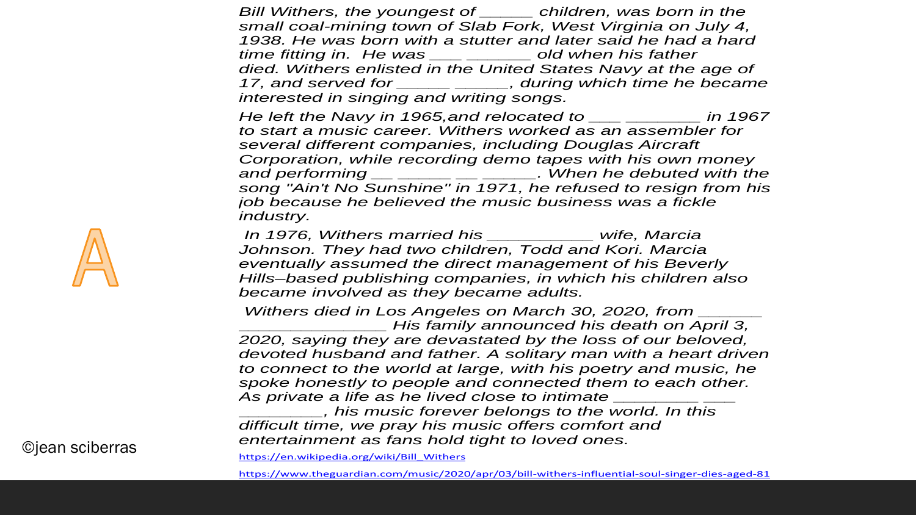A

*Bill Withers, the youngest of ______ children, was born in the small coal-mining town of Slab Fork, West Virginia on July 4, 1938. He was born with a stutter and later said he had a hard time fitting in.  He was ____ _______ old when his father died. Withers enlisted in the United States Navy at the age of 17, and served for ______ ______, during which time he became interested in singing and writing songs.*

*He left the Navy in 1965,and relocated to ____ ________ in 1967 to start a music career. Withers worked as an assembler for several different companies, including Douglas Aircraft Corporation, while recording demo tapes with his own money and performing __ ______ __ ______. When he debuted with the song "Ain't No Sunshine" in 1971, he refused to resign from his job because he believed the music business was a fickle industry.*

*In 1976, Withers married his ____________ wife, Marcia Johnson. They had two children, Todd and Kori. Marcia eventually assumed the direct management of his Beverly Hills–based publishing companies, in which his children also became involved as they became adults.*

*Withers died in Los Angeles on March 30, 2020, from _______ ________________ His family announced his death on April 3, 2020, saying they are devastated by the loss of our beloved, devoted husband and father. A solitary man with a heart driven to connect to the world at large, with his poetry and music, he spoke honestly to people and connected them to each other. As private a life as he lived close to intimate _________ ___ _________, his music forever belongs to the world. In this difficult time, we pray his music offers comfort and entertainment as fans hold tight to loved ones.*

https://en.wikipedia.org/wiki/Bill_Withers

https://www.theguardian.com/music/2020/apr/03/bill-withers-influential-soul-singer-dies-aged-81

©jean sciberras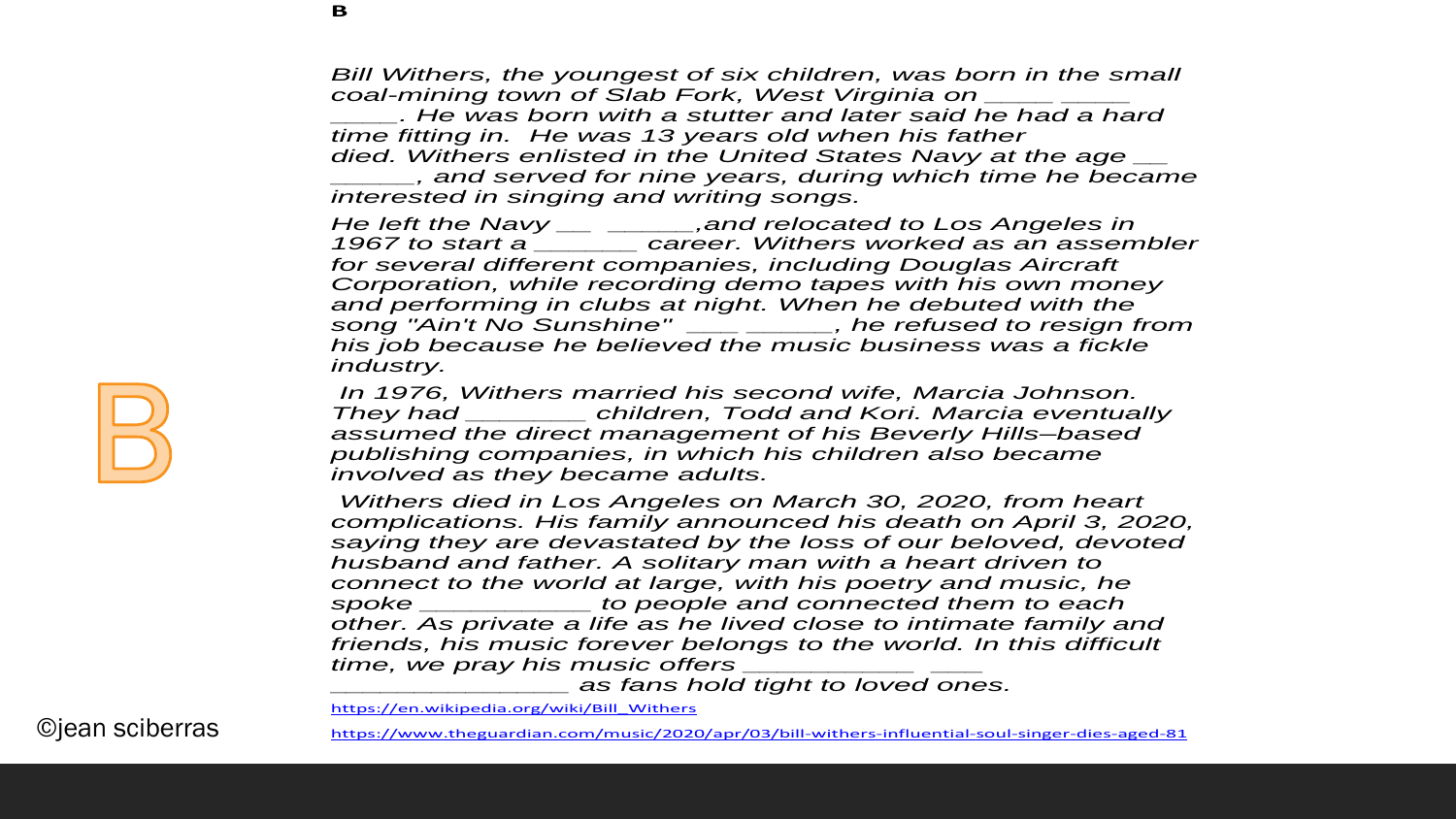**B**

*Bill Withers, the youngest of six children, was born in the small coal-mining town of Slab Fork, West Virginia on ____ ____ ____. He was born with a stutter and later said he had a hard time fitting in. He was 13 years old when his father died. Withers enlisted in the United States Navy at the age __ ______, and served for nine years, during which time he became interested in singing and writing songs.*

*He left the Navy __ ______,and relocated to Los Angeles in 1967 to start a _______ career. Withers worked as an assembler for several different companies, including Douglas Aircraft Corporation, while recording demo tapes with his own money and performing in clubs at night. When he debuted with the song "Ain't No Sunshine" ___ ______, he refused to resign from his job because he believed the music business was a fickle industry.*

*In 1976, Withers married his second wife, Marcia Johnson. They had ________ children, Todd and Kori. Marcia eventually assumed the direct management of his Beverly Hills–based publishing companies, in which his children also became involved as they became adults.*

*Withers died in Los Angeles on March 30, 2020, from heart complications. His family announced his death on April 3, 2020, saying they are devastated by the loss of our beloved, devoted husband and father. A solitary man with a heart driven to connect to the world at large, with his poetry and music, he spoke ____________ to people and connected them to each other. As private a life as he lived close to intimate family and friends, his music forever belongs to the world. In this difficult time, we pray his music offers ____________ ____ ________________ as fans hold tight to loved ones.*

https://en.wikipedia.org/wiki/Bill_Withers

https://www.theguardian.com/music/2020/apr/03/bill-withers-influential-soul-singer-dies-aged-81

B

©jean sciberras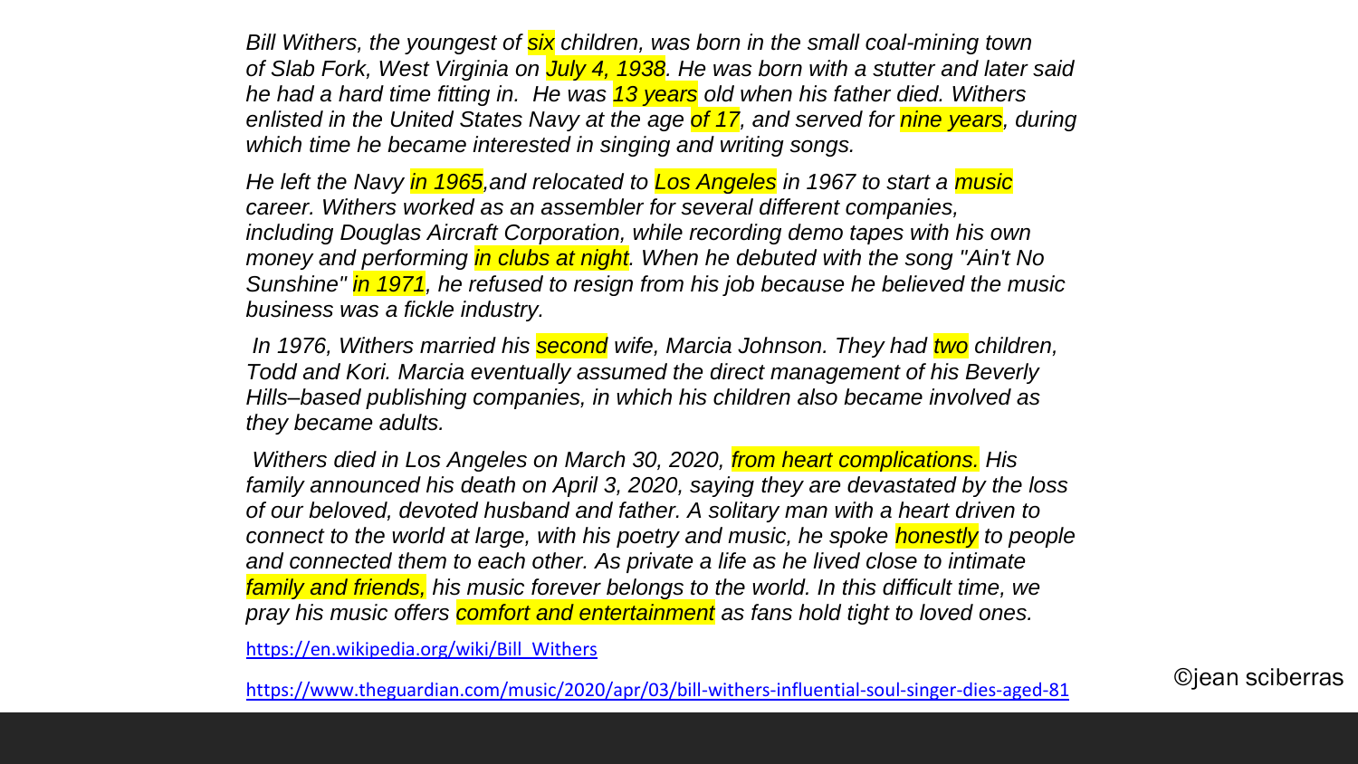*Bill Withers, the youngest of six children, was born in the small coal-mining town of Slab Fork, West Virginia on July 4, 1938. He was born with a stutter and later said he had a hard time fitting in. He was 13 years old when his father died. Withers enlisted in the United States Navy at the age of 17, and served for nine years, during which time he became interested in singing and writing songs.*

*He left the Navy in 1965, and relocated to Los Angeles in 1967 to start a music career. Withers worked as an assembler for several different companies, including Douglas Aircraft Corporation, while recording demo tapes with his own money and performing in clubs at night. When he debuted with the song "Ain't No Sunshine" in 1971, he refused to resign from his job because he believed the music business was a fickle industry.*

*In 1976, Withers married his second wife, Marcia Johnson. They had two children, Todd and Kori. Marcia eventually assumed the direct management of his Beverly Hills–based publishing companies, in which his children also became involved as they became adults.*

*Withers died in Los Angeles on March 30, 2020, from heart complications. His family announced his death on April 3, 2020, saying they are devastated by the loss of our beloved, devoted husband and father. A solitary man with a heart driven to connect to the world at large, with his poetry and music, he spoke honestly to people and connected them to each other. As private a life as he lived close to intimate family and friends, his music forever belongs to the world. In this difficult time, we pray his music offers comfort and entertainment as fans hold tight to loved ones.*

https://en.wikipedia.org/wiki/Bill_Withers

https://www.theguardian.com/music/2020/apr/03/bill-withers-influential-soul-singer-dies-aged-81

©jean sciberras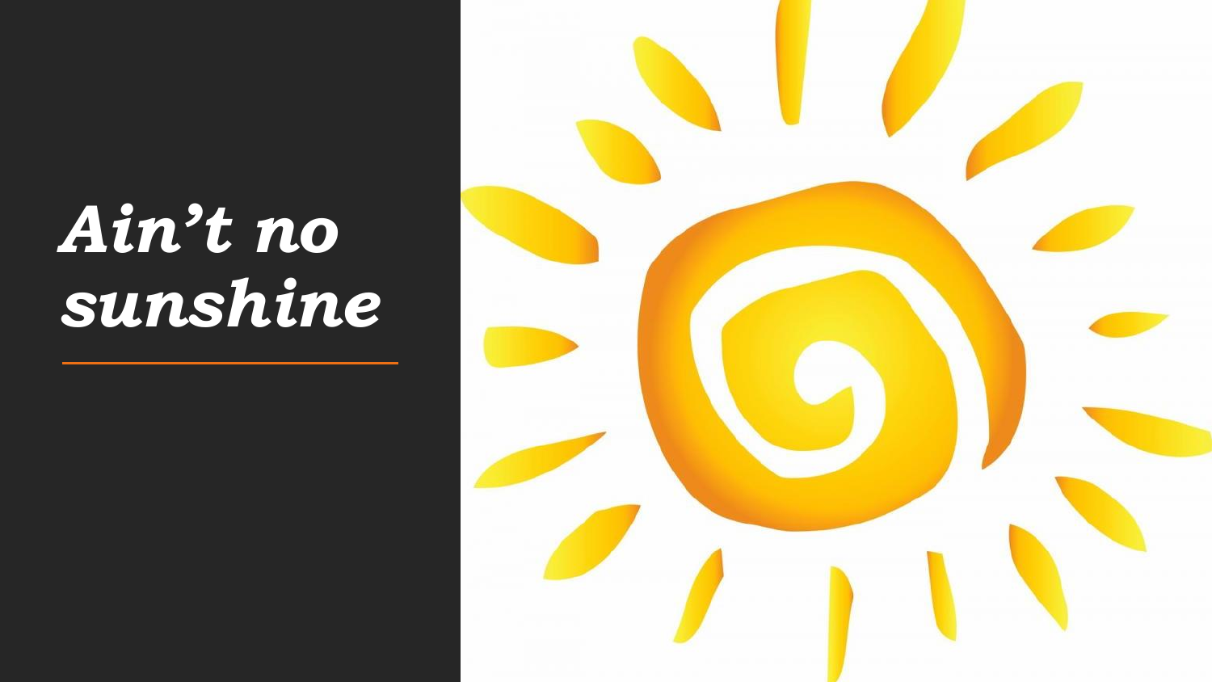# *Ain't no sunshine*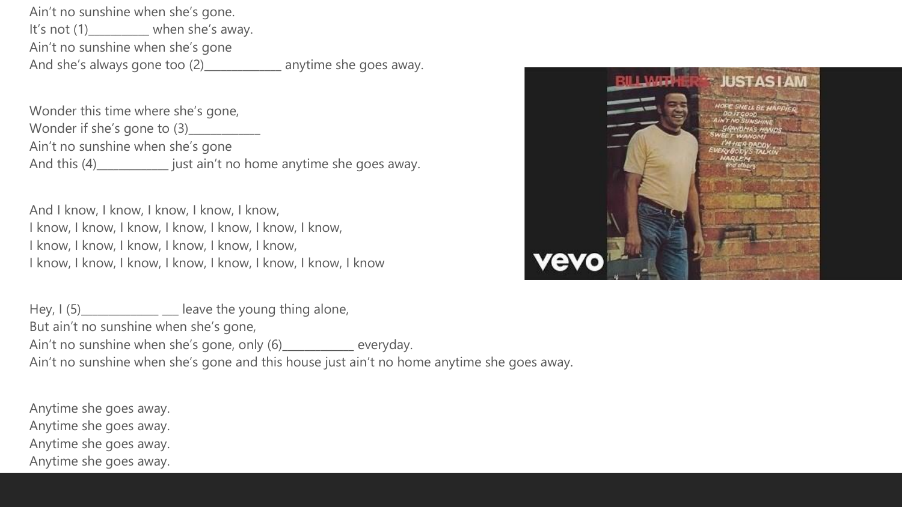Ain't no sunshine when she's gone.
It's not (1)__________ when she's away.
Ain't no sunshine when she's gone
And she's always gone too (2)_____________ anytime she goes away.

Wonder this time where she's gone,
Wonder if she's gone to (3)____________
Ain't no sunshine when she's gone
And this (4)____________ just ain't no home anytime she goes away.

And I know, I know, I know, I know, I know,
I know, I know, I know, I know, I know, I know, I know,
I know, I know, I know, I know, I know, I know,
I know, I know, I know, I know, I know, I know, I know, I know

Hey, I (5)_____________ ___ leave the young thing alone,
But ain't no sunshine when she's gone,
Ain't no sunshine when she's gone, only (6)____________ everyday.
Ain't no sunshine when she's gone and this house just ain't no home anytime she goes away.

Anytime she goes away.
Anytime she goes away.
Anytime she goes away.
Anytime she goes away.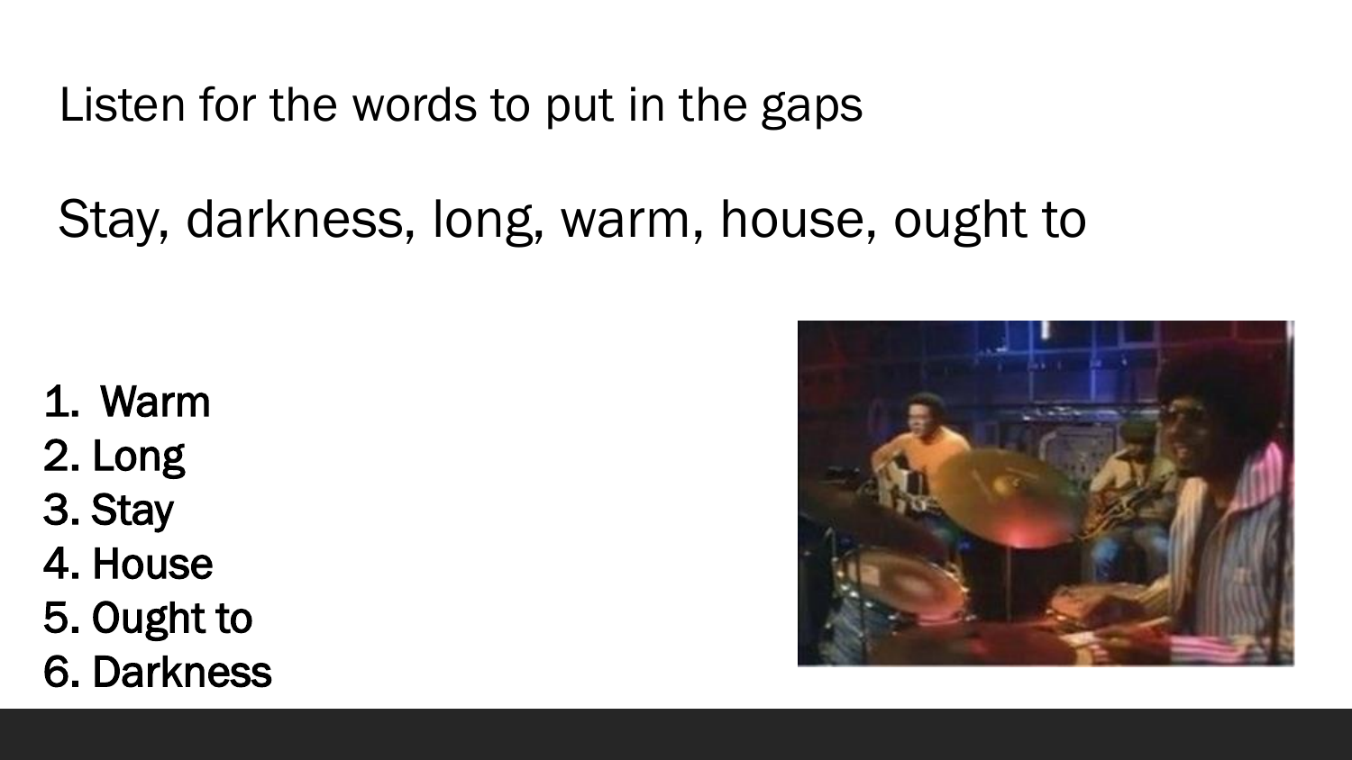Listen for the words to put in the gaps

Stay, darkness, long, warm, house, ought to

1. Warm
2. Long
3. Stay
4. House
5. Ought to
6. Darkness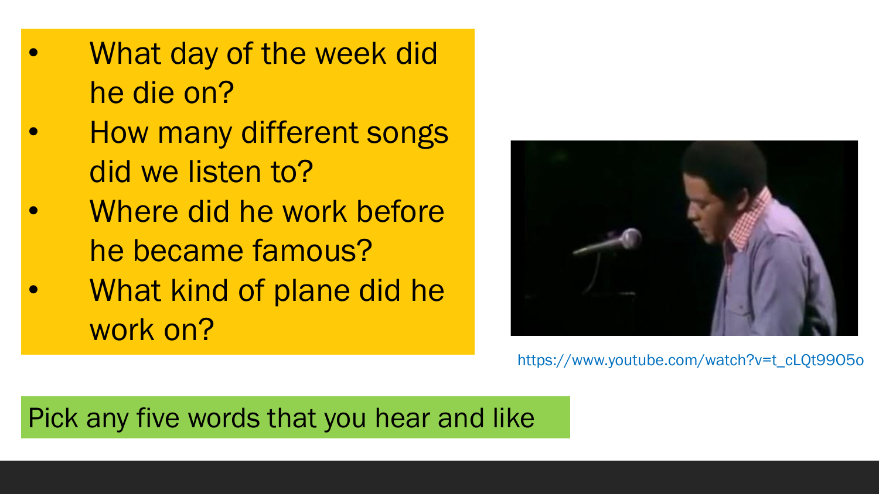- What day of the week did he die on?
- How many different songs did we listen to?
- Where did he work before he became famous?
- What kind of plane did he work on?

https://www.youtube.com/watch?v=t_cLQt9905o

Pick any five words that you hear and like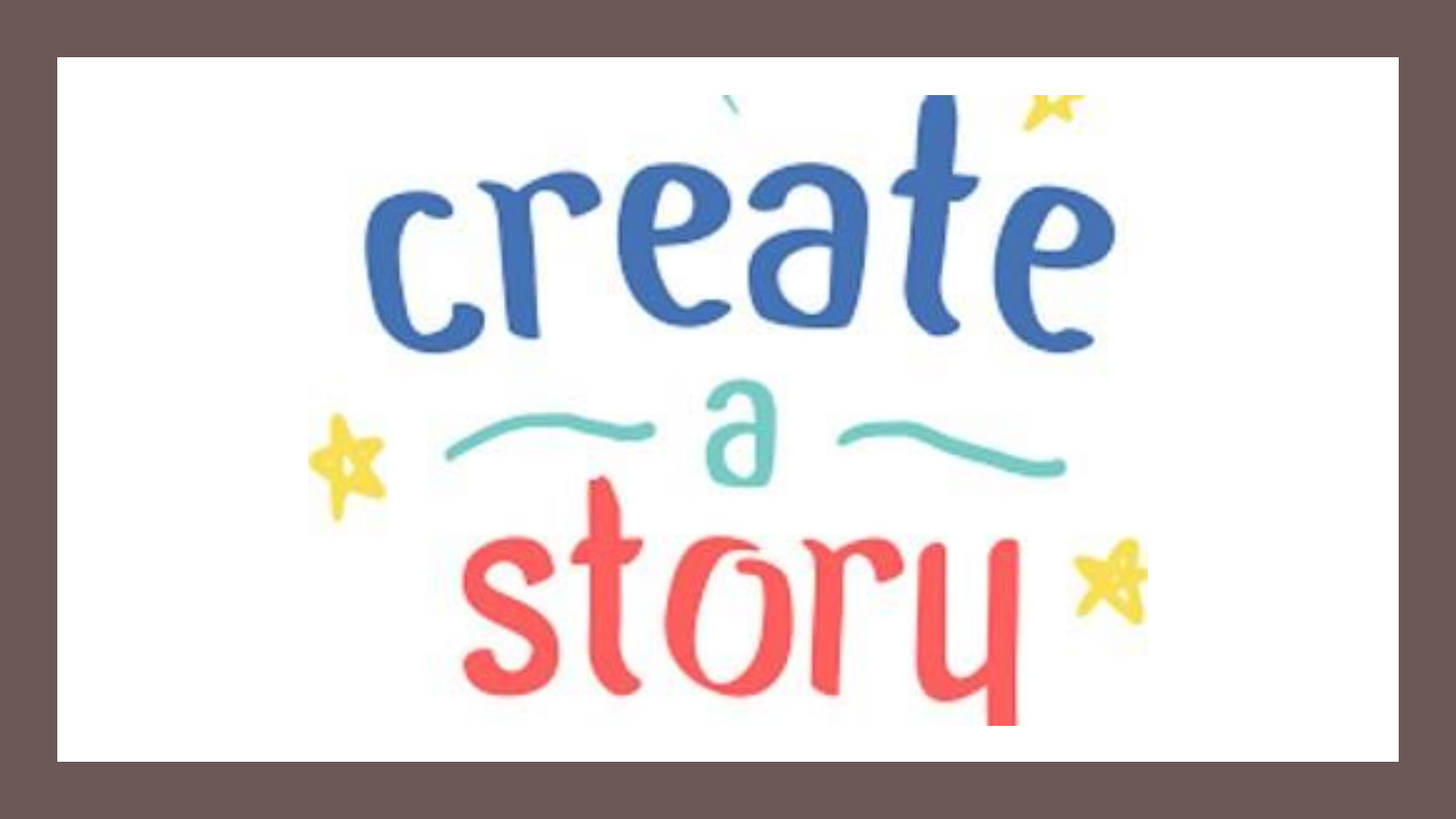create a story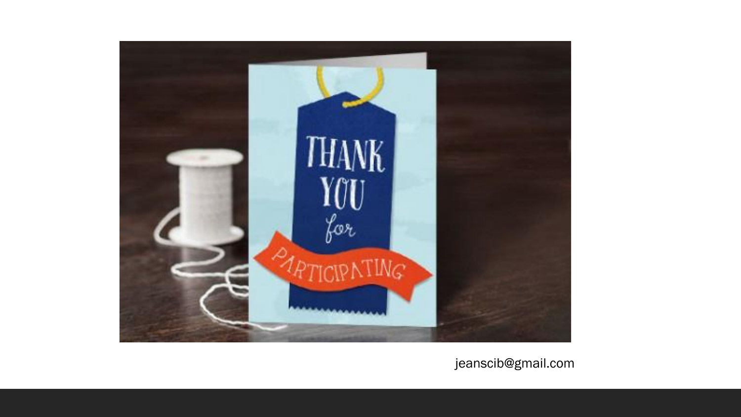THANK YOU for PARTICIPATING

jeanscib@gmail.com